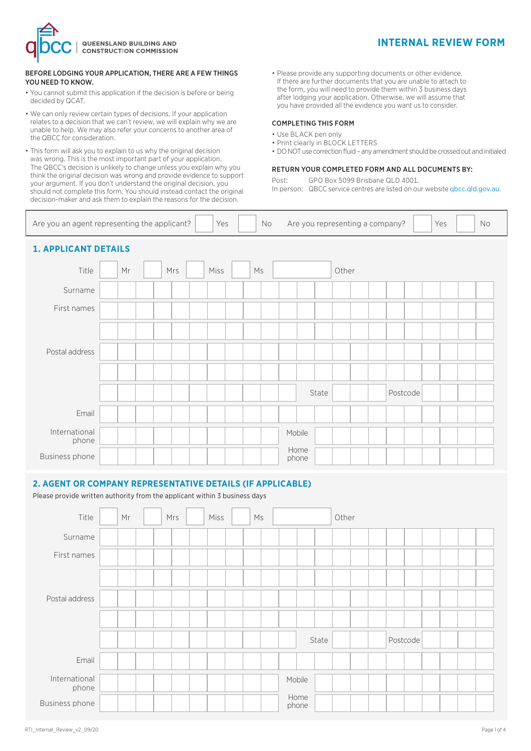QUEENSLAND BUILDING AND CONSTRUCTION COMMISSION

# INTERNAL REVIEW FORM

**BEFORE LODGING YOUR APPLICATION, THERE ARE A FEW THINGS YOU NEED TO KNOW.**

- You cannot submit this application if the decision is before or being decided by QCAT.
- We can only review certain types of decisions. If your application relates to a decision that we can't review, we will explain why we are unable to help. We may also refer your concerns to another area of the QBCC for consideration.
- This form will ask you to explain to us why the original decision was wrong. This is the most important part of your application. The QBCC's decision is unlikely to change unless you explain why you think the original decision was wrong and provide evidence to support your argument. If you don't understand the original decision, you should not complete this form. You should instead contact the original decision-maker and ask them to explain the reasons for the decision.
- Please provide any supporting documents or other evidence. If there are further documents that you are unable to attach to the form, you will need to provide them within 3 business days after lodging your application. Otherwise, we will assume that you have provided all the evidence you want us to consider.

**COMPLETING THIS FORM**

- Use BLACK pen only
- Print clearly in BLOCK LETTERS
- DO NOT use correction fluid – any amendment should be crossed out and initialed

**RETURN YOUR COMPLETED FORM AND ALL DOCUMENTS BY:**

Post: GPO Box 5099 Brisbane QLD 4001.
In person: QBCC service centres are listed on our website qbcc.qld.gov.au.

Are you an agent representing the applicant? ☐ Yes ☐ No    Are you representing a company? ☐ Yes ☐ No

## 1. APPLICANT DETAILS

Title ☐ Mr ☐ Mrs ☐ Miss ☐ Ms ☐ Other

Surname

First names

Postal address

State    Postcode

Email

International phone    Mobile

Business phone    Home phone

## 2. AGENT OR COMPANY REPRESENTATIVE DETAILS (IF APPLICABLE)

Please provide written authority from the applicant within 3 business days

Title ☐ Mr ☐ Mrs ☐ Miss ☐ Ms ☐ Other

Surname

First names

Postal address

State    Postcode

Email

International phone    Mobile

Business phone    Home phone

RTI_Internal_Review_v2_09/20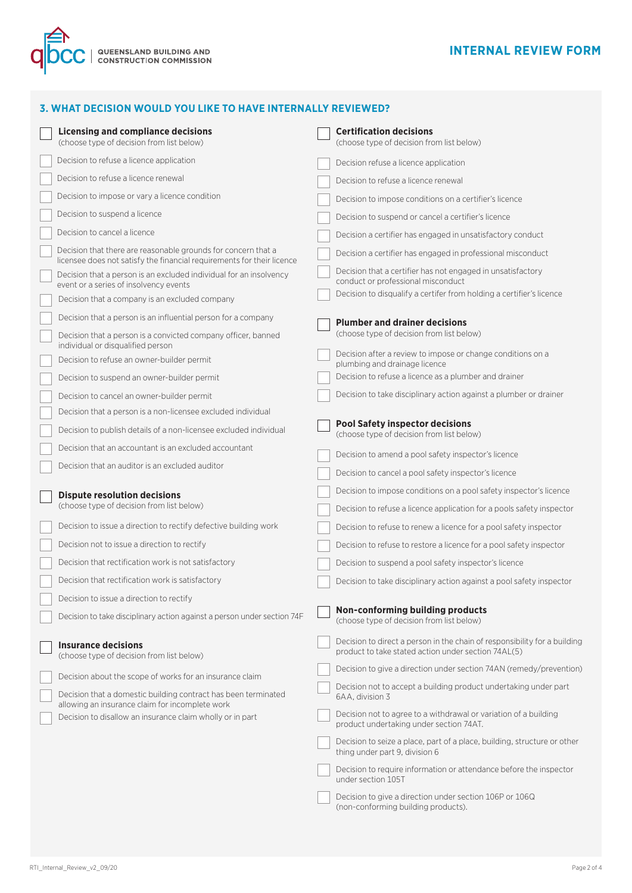# INTERNAL REVIEW FORM

## 3. WHAT DECISION WOULD YOU LIKE TO HAVE INTERNALLY REVIEWED?

- [ ] **Licensing and compliance decisions**
  (choose type of decision from list below)
  - [ ] Decision to refuse a licence application
  - [ ] Decision to refuse a licence renewal
  - [ ] Decision to impose or vary a licence condition
  - [ ] Decision to suspend a licence
  - [ ] Decision to cancel a licence
  - [ ] Decision that there are reasonable grounds for concern that a licensee does not satisfy the financial requirements for their licence
  - [ ] Decision that a person is an excluded individual for an insolvency event or a series of insolvency events
  - [ ] Decision that a company is an excluded company
  - [ ] Decision that a person is an influential person for a company
  - [ ] Decision that a person is a convicted company officer, banned individual or disqualified person
  - [ ] Decision to refuse an owner-builder permit
  - [ ] Decision to suspend an owner-builder permit
  - [ ] Decision to cancel an owner-builder permit
  - [ ] Decision that a person is a non-licensee excluded individual
  - [ ] Decision to publish details of a non-licensee excluded individual
  - [ ] Decision that an accountant is an excluded accountant
  - [ ] Decision that an auditor is an excluded auditor

- [ ] **Dispute resolution decisions**
  (choose type of decision from list below)
  - [ ] Decision to issue a direction to rectify defective building work
  - [ ] Decision not to issue a direction to rectify
  - [ ] Decision that rectification work is not satisfactory
  - [ ] Decision that rectification work is satisfactory
  - [ ] Decision to issue a direction to rectify
  - [ ] Decision to take disciplinary action against a person under section 74F

- [ ] **Insurance decisions**
  (choose type of decision from list below)
  - [ ] Decision about the scope of works for an insurance claim
  - [ ] Decision that a domestic building contract has been terminated allowing an insurance claim for incomplete work
  - [ ] Decision to disallow an insurance claim wholly or in part

- [ ] **Certification decisions**
  (choose type of decision from list below)
  - [ ] Decision refuse a licence application
  - [ ] Decision to refuse a licence renewal
  - [ ] Decision to impose conditions on a certifier's licence
  - [ ] Decision to suspend or cancel a certifier's licence
  - [ ] Decision a certifier has engaged in unsatisfactory conduct
  - [ ] Decision a certifier has engaged in professional misconduct
  - [ ] Decision that a certifier has not engaged in unsatisfactory conduct or professional misconduct
  - [ ] Decision to disqualify a certifer from holding a certifier's licence

- [ ] **Plumber and drainer decisions**
  (choose type of decision from list below)
  - [ ] Decision after a review to impose or change conditions on a plumbing and drainage licence
  - [ ] Decision to refuse a licence as a plumber and drainer
  - [ ] Decision to take disciplinary action against a plumber or drainer

- [ ] **Pool Safety inspector decisions**
  (choose type of decision from list below)
  - [ ] Decision to amend a pool safety inspector's licence
  - [ ] Decision to cancel a pool safety inspector's licence
  - [ ] Decision to impose conditions on a pool safety inspector's licence
  - [ ] Decision to refuse a licence application for a pools safety inspector
  - [ ] Decision to refuse to renew a licence for a pool safety inspector
  - [ ] Decision to refuse to restore a licence for a pool safety inspector
  - [ ] Decision to suspend a pool safety inspector's licence
  - [ ] Decision to take disciplinary action against a pool safety inspector

- [ ] **Non-conforming building products**
  (choose type of decision from list below)
  - [ ] Decision to direct a person in the chain of responsibility for a building product to take stated action under section 74AL(5)
  - [ ] Decision to give a direction under section 74AN (remedy/prevention)
  - [ ] Decision not to accept a building product undertaking under part 6AA, division 3
  - [ ] Decision not to agree to a withdrawal or variation of a building product undertaking under section 74AT.
  - [ ] Decision to seize a place, part of a place, building, structure or other thing under part 9, division 6
  - [ ] Decision to require information or attendance before the inspector under section 105T
  - [ ] Decision to give a direction under section 106P or 106Q (non-conforming building products).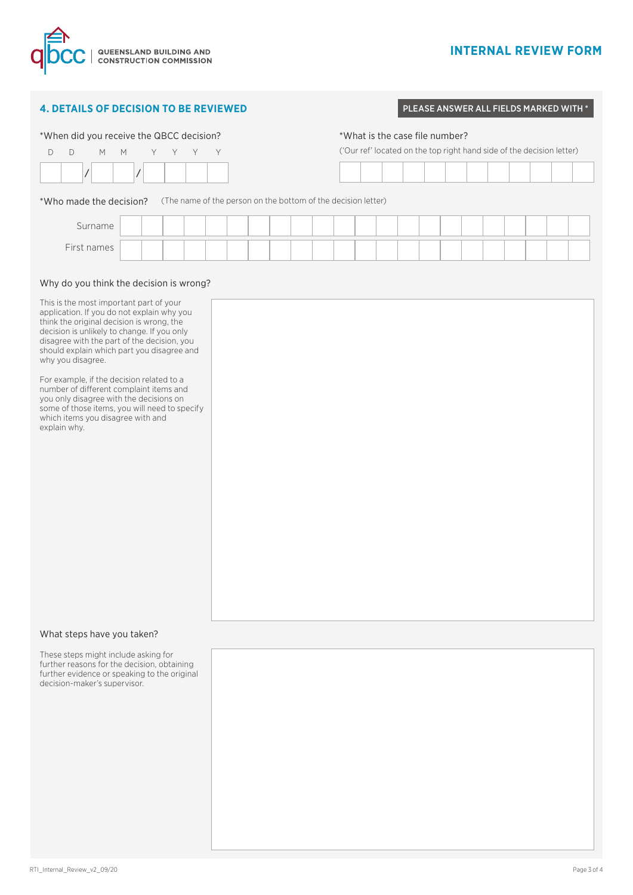# INTERNAL REVIEW FORM

QUEENSLAND BUILDING AND CONSTRUCTION COMMISSION

## 4. DETAILS OF DECISION TO BE REVIEWED

PLEASE ANSWER ALL FIELDS MARKED WITH *

*When did you receive the QBCC decision?

D D / M M / Y Y Y Y

*What is the case file number?

('Our ref' located on the top right hand side of the decision letter)

*Who made the decision? (The name of the person on the bottom of the decision letter)

Surname

First names

### Why do you think the decision is wrong?

This is the most important part of your application. If you do not explain why you think the original decision is wrong, the decision is unlikely to change. If you only disagree with the part of the decision, you should explain which part you disagree and why you disagree.

For example, if the decision related to a number of different complaint items and you only disagree with the decisions on some of those items, you will need to specify which items you disagree with and explain why.

### What steps have you taken?

These steps might include asking for further reasons for the decision, obtaining further evidence or speaking to the original decision-maker's supervisor.

RTI_Internal_Review_v2_09/20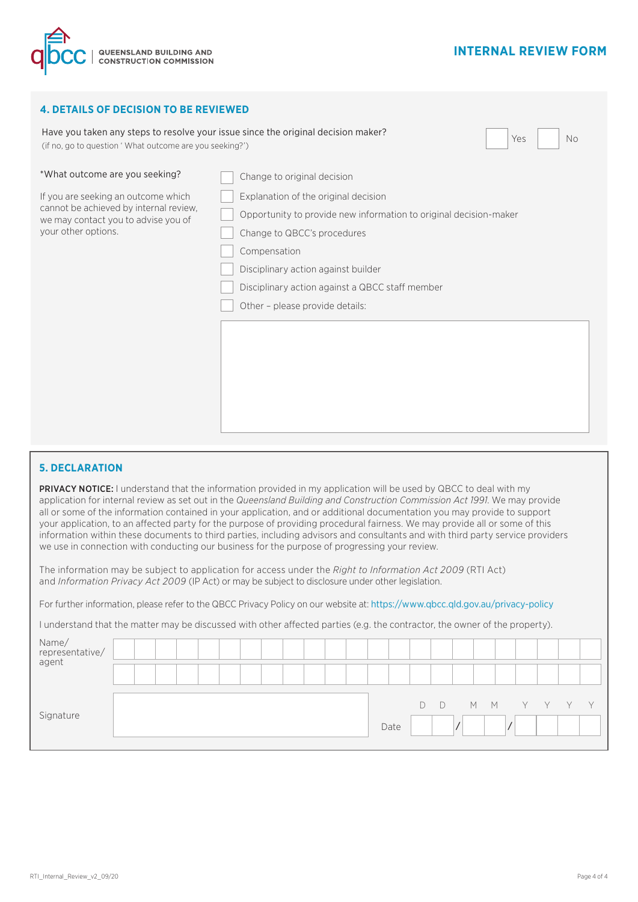**INTERNAL REVIEW FORM**

## 4. DETAILS OF DECISION TO BE REVIEWED

Have you taken any steps to resolve your issue since the original decision maker?
(if no, go to question ' What outcome are you seeking?')

☐ Yes ☐ No

*What outcome are you seeking?

If you are seeking an outcome which cannot be achieved by internal review, we may contact you to advise you of your other options.

- ☐ Change to original decision
- ☐ Explanation of the original decision
- ☐ Opportunity to provide new information to original decision-maker
- ☐ Change to QBCC's procedures
- ☐ Compensation
- ☐ Disciplinary action against builder
- ☐ Disciplinary action against a QBCC staff member
- ☐ Other – please provide details:

## 5. DECLARATION

**PRIVACY NOTICE:** I understand that the information provided in my application will be used by QBCC to deal with my application for internal review as set out in the *Queensland Building and Construction Commission Act 1991*. We may provide all or some of the information contained in your application, and or additional documentation you may provide to support your application, to an affected party for the purpose of providing procedural fairness. We may provide all or some of this information within these documents to third parties, including advisors and consultants and with third party service providers we use in connection with conducting our business for the purpose of progressing your review.

The information may be subject to application for access under the *Right to Information Act 2009* (RTI Act) and *Information Privacy Act 2009* (IP Act) or may be subject to disclosure under other legislation.

For further information, please refer to the QBCC Privacy Policy on our website at: https://www.qbcc.qld.gov.au/privacy-policy

I understand that the matter may be discussed with other affected parties (e.g. the contractor, the owner of the property).

Name/ representative/ agent

Signature

Date D D / M M / Y Y Y Y